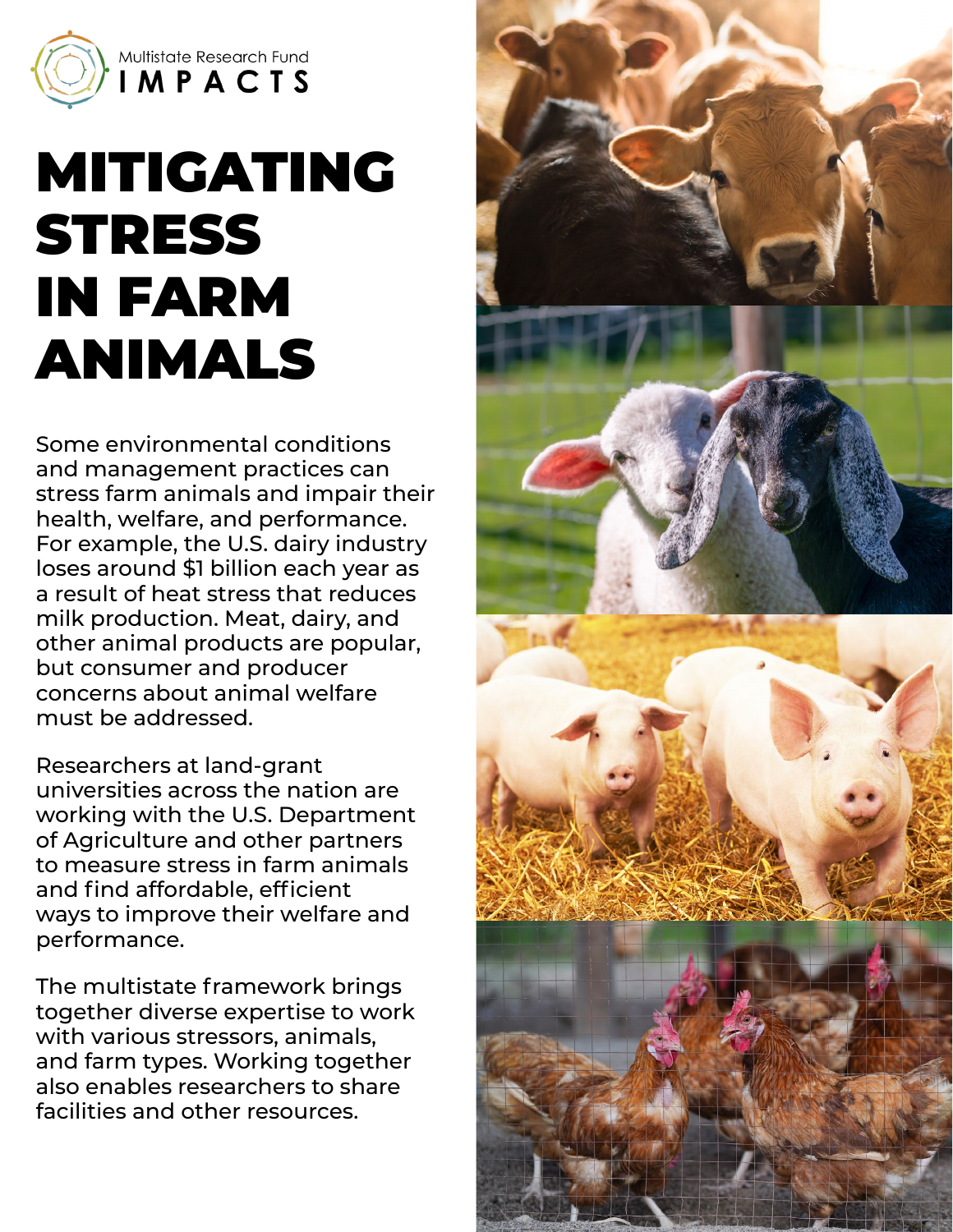Multistate Research Fund
IMPACTS

# MITIGATING STRESS IN FARM ANIMALS

Some environmental conditions and management practices can stress farm animals and impair their health, welfare, and performance. For example, the U.S. dairy industry loses around $1 billion each year as a result of heat stress that reduces milk production. Meat, dairy, and other animal products are popular, but consumer and producer concerns about animal welfare must be addressed.

Researchers at land-grant universities across the nation are working with the U.S. Department of Agriculture and other partners to measure stress in farm animals and find affordable, efficient ways to improve their welfare and performance.

The multistate framework brings together diverse expertise to work with various stressors, animals, and farm types. Working together also enables researchers to share facilities and other resources.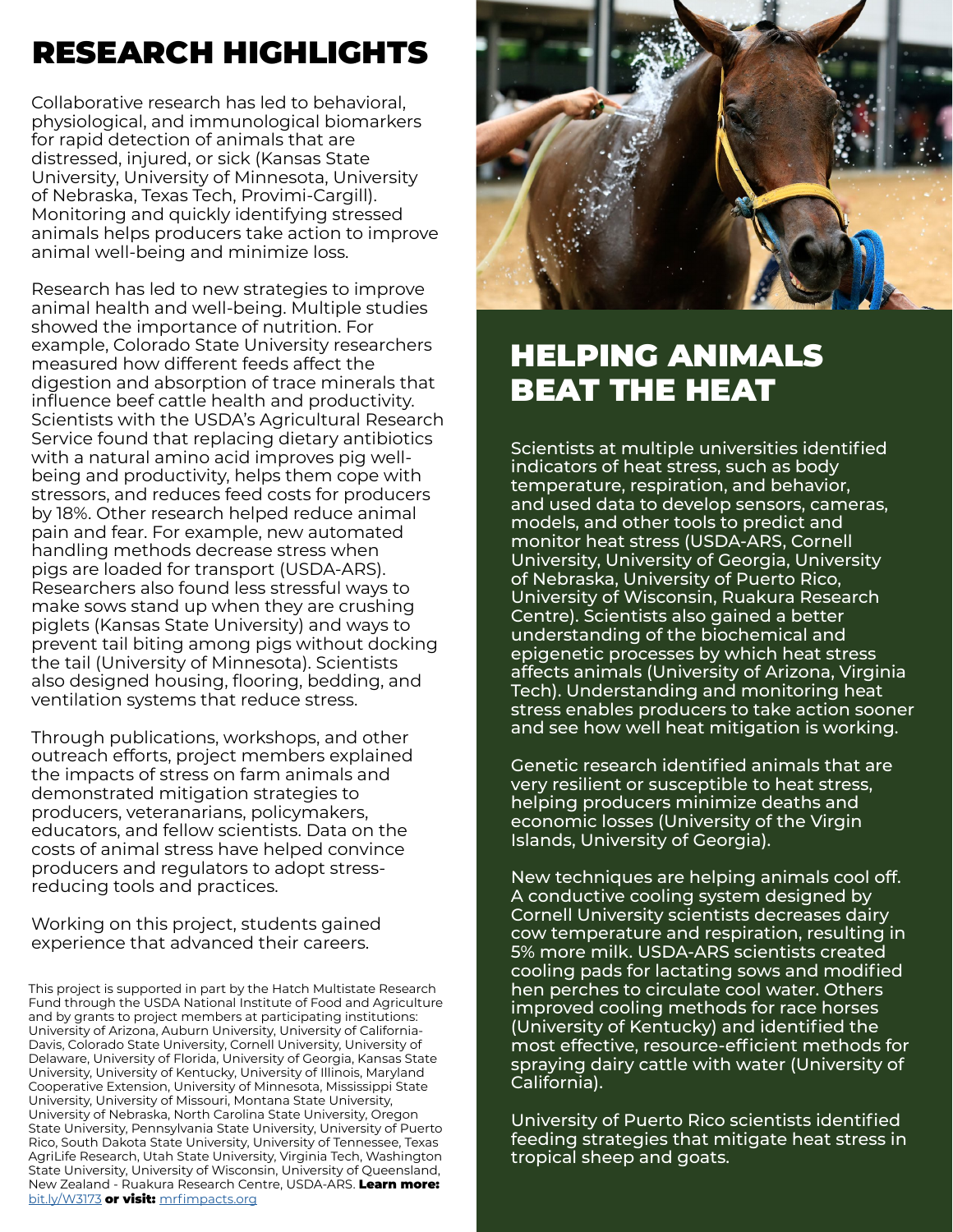# RESEARCH HIGHLIGHTS

Collaborative research has led to behavioral, physiological, and immunological biomarkers for rapid detection of animals that are distressed, injured, or sick (Kansas State University, University of Minnesota, University of Nebraska, Texas Tech, Provimi-Cargill). Monitoring and quickly identifying stressed animals helps producers take action to improve animal well-being and minimize loss.

Research has led to new strategies to improve animal health and well-being. Multiple studies showed the importance of nutrition. For example, Colorado State University researchers measured how different feeds affect the digestion and absorption of trace minerals that influence beef cattle health and productivity. Scientists with the USDA's Agricultural Research Service found that replacing dietary antibiotics with a natural amino acid improves pig well-being and productivity, helps them cope with stressors, and reduces feed costs for producers by 18%. Other research helped reduce animal pain and fear. For example, new automated handling methods decrease stress when pigs are loaded for transport (USDA-ARS). Researchers also found less stressful ways to make sows stand up when they are crushing piglets (Kansas State University) and ways to prevent tail biting among pigs without docking the tail (University of Minnesota). Scientists also designed housing, flooring, bedding, and ventilation systems that reduce stress.

Through publications, workshops, and other outreach efforts, project members explained the impacts of stress on farm animals and demonstrated mitigation strategies to producers, veterinarians, policymakers, educators, and fellow scientists. Data on the costs of animal stress have helped convince producers and regulators to adopt stress-reducing tools and practices.

Working on this project, students gained experience that advanced their careers.

This project is supported in part by the Hatch Multistate Research Fund through the USDA National Institute of Food and Agriculture and by grants to project members at participating institutions: University of Arizona, Auburn University, University of California-Davis, Colorado State University, Cornell University, University of Delaware, University of Florida, University of Georgia, Kansas State University, University of Kentucky, University of Illinois, Maryland Cooperative Extension, University of Minnesota, Mississippi State University, University of Missouri, Montana State University, University of Nebraska, North Carolina State University, Oregon State University, Pennsylvania State University, University of Puerto Rico, South Dakota State University, University of Tennessee, Texas AgriLife Research, Utah State University, Virginia Tech, Washington State University, University of Wisconsin, University of Queensland, New Zealand - Ruakura Research Centre, USDA-ARS. **Learn more:** bit.ly/W3173 **or visit:** mrfimpacts.org

## HELPING ANIMALS BEAT THE HEAT

Scientists at multiple universities identified indicators of heat stress, such as body temperature, respiration, and behavior, and used data to develop sensors, cameras, models, and other tools to predict and monitor heat stress (USDA-ARS, Cornell University, University of Georgia, University of Nebraska, University of Puerto Rico, University of Wisconsin, Ruakura Research Centre). Scientists also gained a better understanding of the biochemical and epigenetic processes by which heat stress affects animals (University of Arizona, Virginia Tech). Understanding and monitoring heat stress enables producers to take action sooner and see how well heat mitigation is working.

Genetic research identified animals that are very resilient or susceptible to heat stress, helping producers minimize deaths and economic losses (University of the Virgin Islands, University of Georgia).

New techniques are helping animals cool off. A conductive cooling system designed by Cornell University scientists decreases dairy cow temperature and respiration, resulting in 5% more milk. USDA-ARS scientists created cooling pads for lactating sows and modified hen perches to circulate cool water. Others improved cooling methods for race horses (University of Kentucky) and identified the most effective, resource-efficient methods for spraying dairy cattle with water (University of California).

University of Puerto Rico scientists identified feeding strategies that mitigate heat stress in tropical sheep and goats.